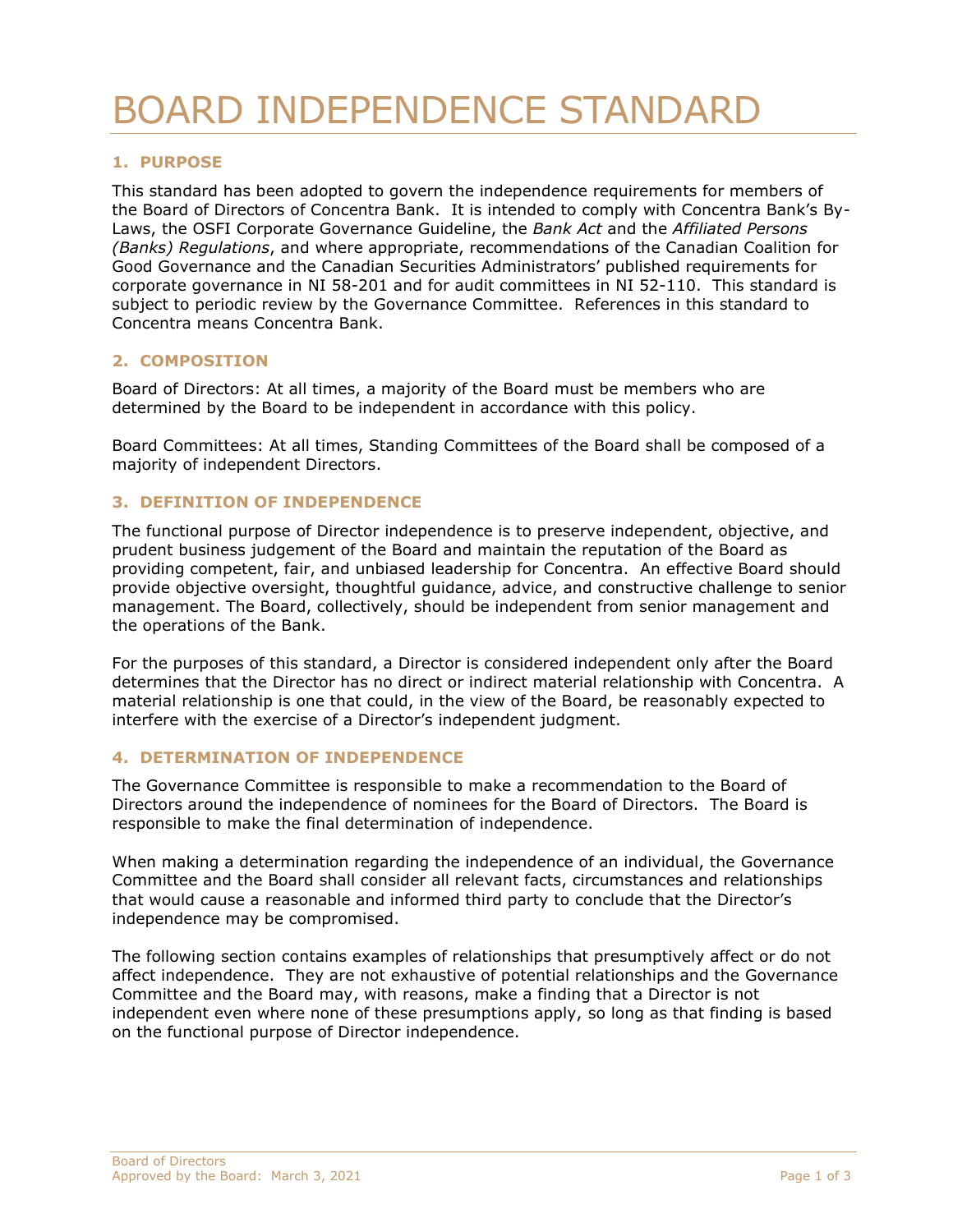# BOARD INDEPENDENCE STANDARD

## 1. PURPOSE

This standard has been adopted to govern the independence requirements for members of the Board of Directors of Concentra Bank. It is intended to comply with Concentra Bank's By-Laws, the OSFI Corporate Governance Guideline, the *Bank Act* and the *Affiliated Persons (Banks) Regulations*, and where appropriate, recommendations of the Canadian Coalition for Good Governance and the Canadian Securities Administrators' published requirements for corporate governance in NI 58-201 and for audit committees in NI 52-110. This standard is subject to periodic review by the Governance Committee. References in this standard to Concentra means Concentra Bank.

## 2. COMPOSITION

Board of Directors: At all times, a majority of the Board must be members who are determined by the Board to be independent in accordance with this policy.

Board Committees: At all times, Standing Committees of the Board shall be composed of a majority of independent Directors.

## 3. DEFINITION OF INDEPENDENCE

The functional purpose of Director independence is to preserve independent, objective, and prudent business judgement of the Board and maintain the reputation of the Board as providing competent, fair, and unbiased leadership for Concentra. An effective Board should provide objective oversight, thoughtful guidance, advice, and constructive challenge to senior management. The Board, collectively, should be independent from senior management and the operations of the Bank.

For the purposes of this standard, a Director is considered independent only after the Board determines that the Director has no direct or indirect material relationship with Concentra. A material relationship is one that could, in the view of the Board, be reasonably expected to interfere with the exercise of a Director's independent judgment.

## 4. DETERMINATION OF INDEPENDENCE

The Governance Committee is responsible to make a recommendation to the Board of Directors around the independence of nominees for the Board of Directors. The Board is responsible to make the final determination of independence.

When making a determination regarding the independence of an individual, the Governance Committee and the Board shall consider all relevant facts, circumstances and relationships that would cause a reasonable and informed third party to conclude that the Director's independence may be compromised.

The following section contains examples of relationships that presumptively affect or do not affect independence. They are not exhaustive of potential relationships and the Governance Committee and the Board may, with reasons, make a finding that a Director is not independent even where none of these presumptions apply, so long as that finding is based on the functional purpose of Director independence.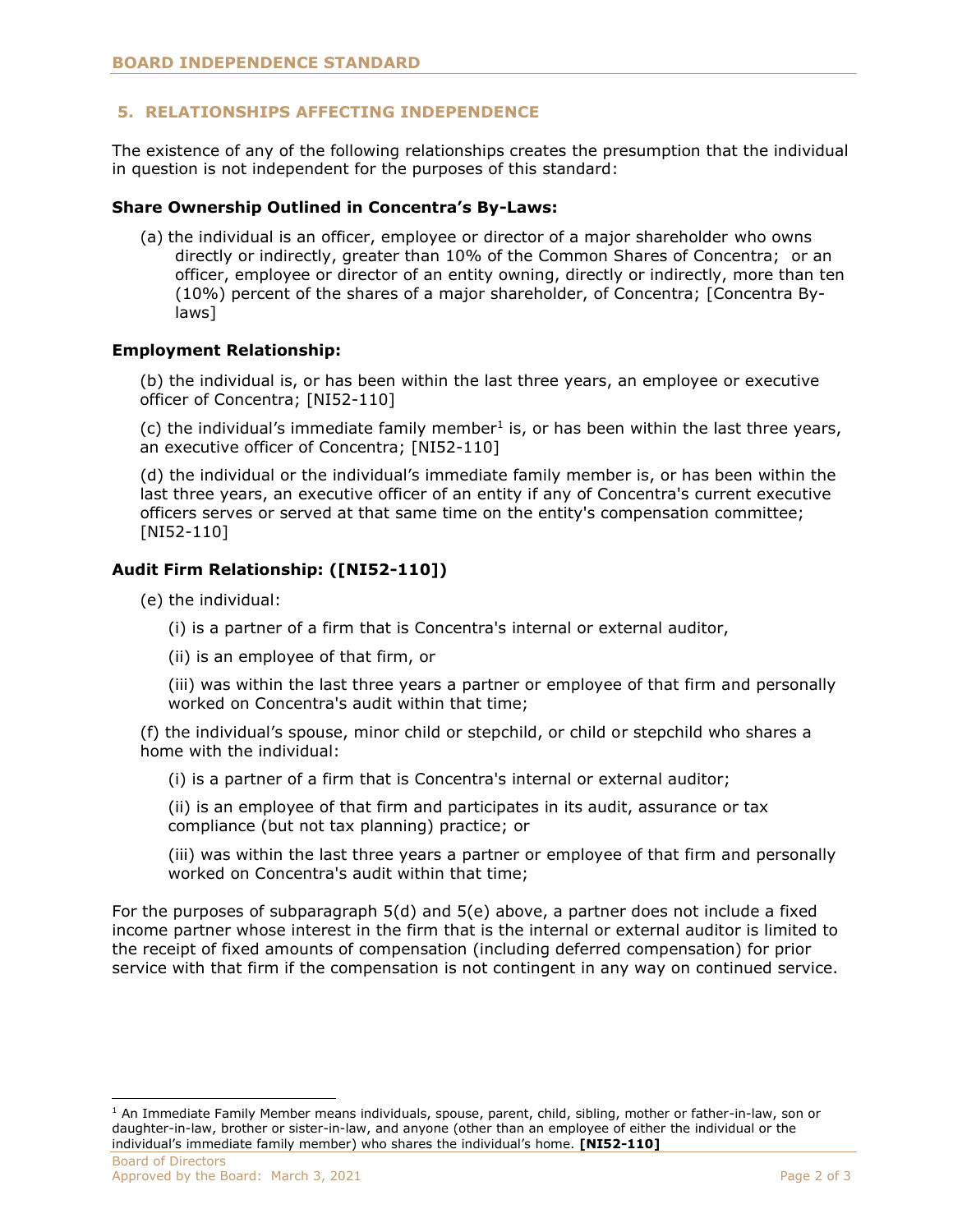## 5. RELATIONSHIPS AFFECTING INDEPENDENCE

The existence of any of the following relationships creates the presumption that the individual in question is not independent for the purposes of this standard:

**Share Ownership Outlined in Concentra's By-Laws:**

(a) the individual is an officer, employee or director of a major shareholder who owns directly or indirectly, greater than 10% of the Common Shares of Concentra; or an officer, employee or director of an entity owning, directly or indirectly, more than ten (10%) percent of the shares of a major shareholder, of Concentra; [Concentra By-laws]

**Employment Relationship:**

(b) the individual is, or has been within the last three years, an employee or executive officer of Concentra; [NI52-110]

(c) the individual's immediate family member[1] is, or has been within the last three years, an executive officer of Concentra; [NI52-110]

(d) the individual or the individual's immediate family member is, or has been within the last three years, an executive officer of an entity if any of Concentra's current executive officers serves or served at that same time on the entity's compensation committee; [NI52-110]

**Audit Firm Relationship: ([NI52-110])**

(e) the individual:

(i) is a partner of a firm that is Concentra's internal or external auditor,

(ii) is an employee of that firm, or

(iii) was within the last three years a partner or employee of that firm and personally worked on Concentra's audit within that time;

(f) the individual's spouse, minor child or stepchild, or child or stepchild who shares a home with the individual:

(i) is a partner of a firm that is Concentra's internal or external auditor;

(ii) is an employee of that firm and participates in its audit, assurance or tax compliance (but not tax planning) practice; or

(iii) was within the last three years a partner or employee of that firm and personally worked on Concentra's audit within that time;

For the purposes of subparagraph 5(d) and 5(e) above, a partner does not include a fixed income partner whose interest in the firm that is the internal or external auditor is limited to the receipt of fixed amounts of compensation (including deferred compensation) for prior service with that firm if the compensation is not contingent in any way on continued service.

---

[1] An Immediate Family Member means individuals, spouse, parent, child, sibling, mother or father-in-law, son or daughter-in-law, brother or sister-in-law, and anyone (other than an employee of either the individual or the individual's immediate family member) who shares the individual's home. **[NI52-110]**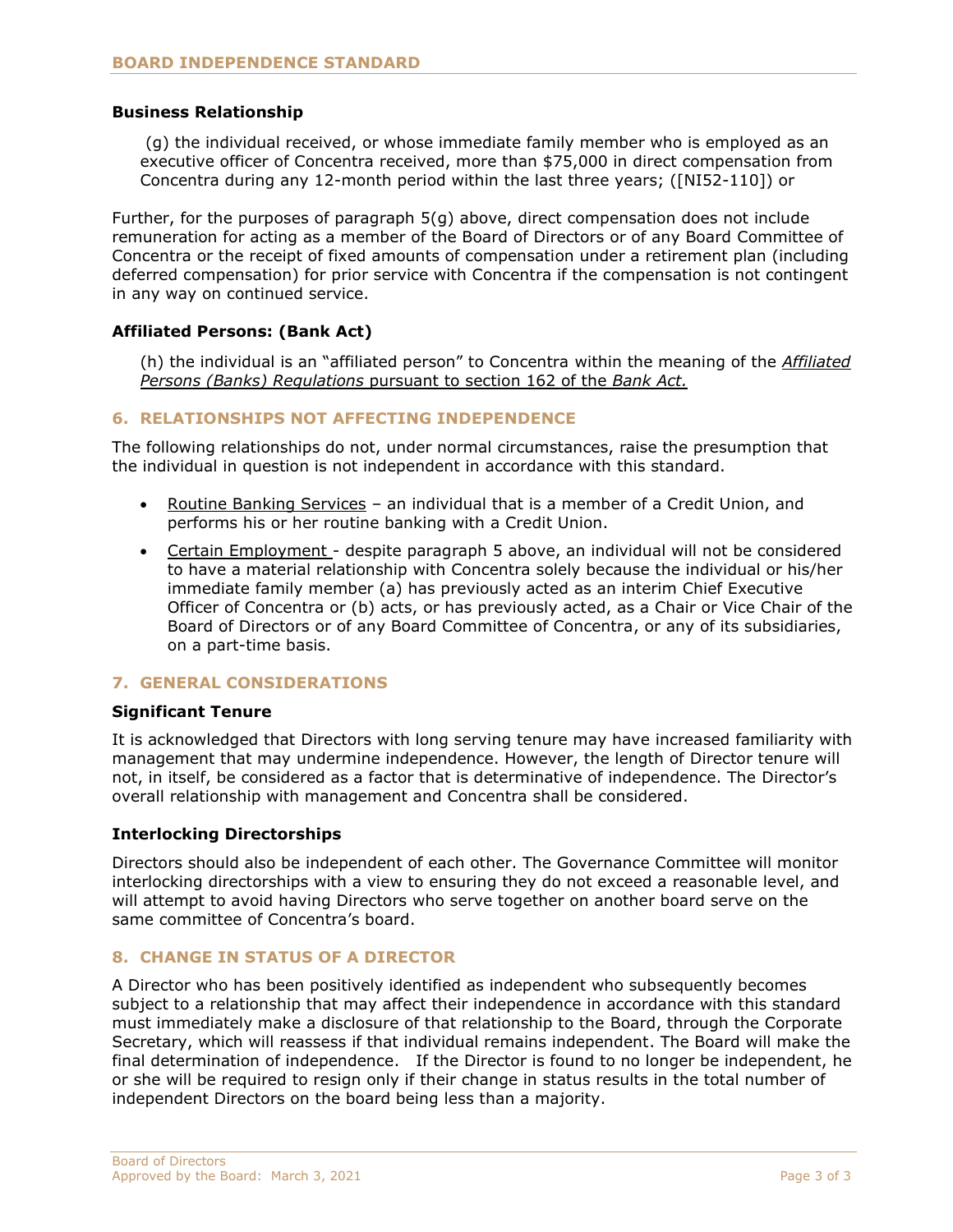**Business Relationship**

(g) the individual received, or whose immediate family member who is employed as an executive officer of Concentra received, more than $75,000 in direct compensation from Concentra during any 12-month period within the last three years; ([NI52-110]) or

Further, for the purposes of paragraph 5(g) above, direct compensation does not include remuneration for acting as a member of the Board of Directors or of any Board Committee of Concentra or the receipt of fixed amounts of compensation under a retirement plan (including deferred compensation) for prior service with Concentra if the compensation is not contingent in any way on continued service.

**Affiliated Persons: (Bank Act)**

(h) the individual is an "affiliated person" to Concentra within the meaning of the *Affiliated Persons (Banks) Regulations* pursuant to section 162 of the *Bank Act.*

## 6. RELATIONSHIPS NOT AFFECTING INDEPENDENCE

The following relationships do not, under normal circumstances, raise the presumption that the individual in question is not independent in accordance with this standard.

- Routine Banking Services – an individual that is a member of a Credit Union, and performs his or her routine banking with a Credit Union.
- Certain Employment - despite paragraph 5 above, an individual will not be considered to have a material relationship with Concentra solely because the individual or his/her immediate family member (a) has previously acted as an interim Chief Executive Officer of Concentra or (b) acts, or has previously acted, as a Chair or Vice Chair of the Board of Directors or of any Board Committee of Concentra, or any of its subsidiaries, on a part-time basis.

## 7. GENERAL CONSIDERATIONS

**Significant Tenure**

It is acknowledged that Directors with long serving tenure may have increased familiarity with management that may undermine independence. However, the length of Director tenure will not, in itself, be considered as a factor that is determinative of independence. The Director's overall relationship with management and Concentra shall be considered.

**Interlocking Directorships**

Directors should also be independent of each other. The Governance Committee will monitor interlocking directorships with a view to ensuring they do not exceed a reasonable level, and will attempt to avoid having Directors who serve together on another board serve on the same committee of Concentra's board.

## 8. CHANGE IN STATUS OF A DIRECTOR

A Director who has been positively identified as independent who subsequently becomes subject to a relationship that may affect their independence in accordance with this standard must immediately make a disclosure of that relationship to the Board, through the Corporate Secretary, which will reassess if that individual remains independent. The Board will make the final determination of independence. If the Director is found to no longer be independent, he or she will be required to resign only if their change in status results in the total number of independent Directors on the board being less than a majority.